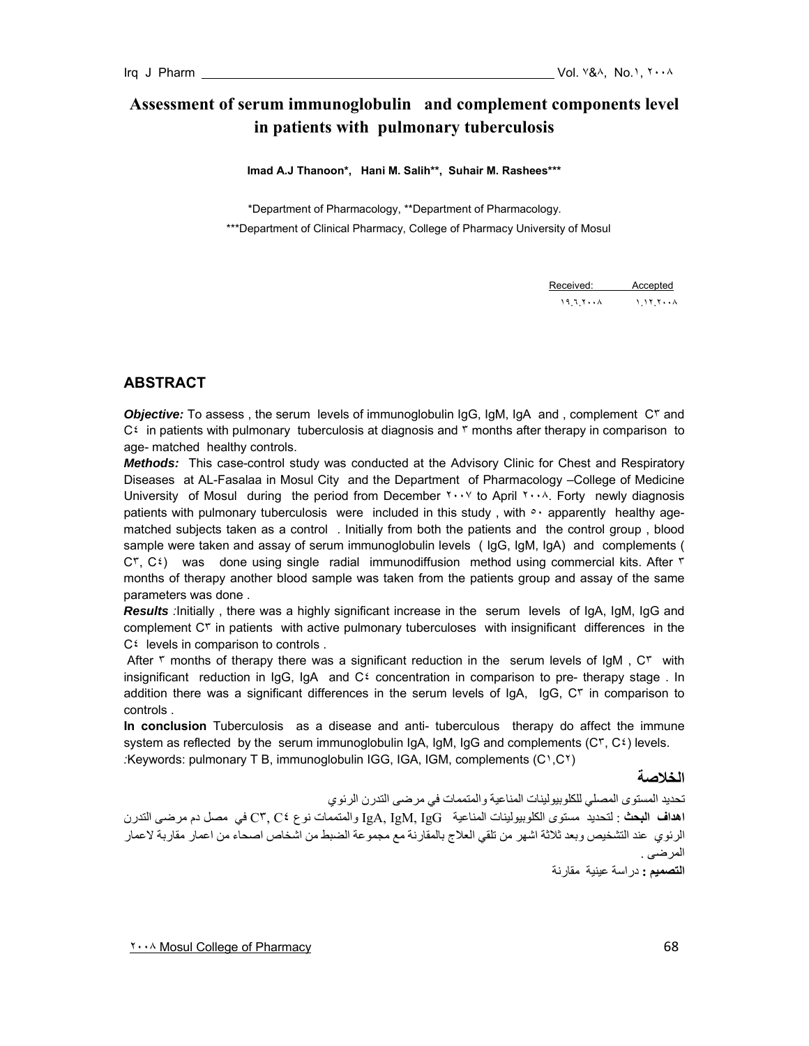# Assessment of serum immunoglobulin and complement components level in patients with pulmonary tuberculosis

**Imad A.J Thanoon*, Hani M. Salih**, Suhair M. Rashees*****

*Department of Pharmacology, **Department of Pharmacology.
***Department of Clinical Pharmacy, College of Pharmacy University of Mosul

| Received: | Accepted |
|---|---|
| ١٩.٦.٢٠٠٨ | ١.١٢.٢٠٠٨ |

## ABSTRACT

***Objective:*** To assess , the serum levels of immunoglobulin IgG, IgM, IgA and , complement C٣ and C٤ in patients with pulmonary tuberculosis at diagnosis and ٣ months after therapy in comparison to age- matched healthy controls.

***Methods:*** This case-control study was conducted at the Advisory Clinic for Chest and Respiratory Diseases at AL-Fasalaa in Mosul City and the Department of Pharmacology –College of Medicine University of Mosul during the period from December ٢٠٠٧ to April ٢٠٠٨. Forty newly diagnosis patients with pulmonary tuberculosis were included in this study , with ٥٠ apparently healthy age-matched subjects taken as a control . Initially from both the patients and the control group , blood sample were taken and assay of serum immunoglobulin levels ( IgG, IgM, IgA) and complements ( C٣, C٤) was done using single radial immunodiffusion method using commercial kits. After ٣ months of therapy another blood sample was taken from the patients group and assay of the same parameters was done .

***Results*** :Initially , there was a highly significant increase in the serum levels of IgA, IgM, IgG and complement C٣ in patients with active pulmonary tuberculoses with insignificant differences in the C٤ levels in comparison to controls .

After ٣ months of therapy there was a significant reduction in the serum levels of IgM , C٣ with insignificant reduction in IgG, IgA and C٤ concentration in comparison to pre- therapy stage . In addition there was a significant differences in the serum levels of IgA, IgG, C٣ in comparison to controls .

**In conclusion** Tuberculosis as a disease and anti- tuberculous therapy do affect the immune system as reflected by the serum immunoglobulin IgA, IgM, IgG and complements (C٣, C٤) levels.

:Keywords: pulmonary T B, immunoglobulin IGG, IGA, IGM, complements (C١,C٢)

## الخلاصة

تحديد المستوى المصلي للكلوبيولينات المناعية والمتممات في مرضى التدرن الرئوي

**اهداف البحث** : لتحديد مستوى الكلوبيولينات المناعية IgA, IgM, IgG والمتممات نوع C3, C4 في مصل دم مرضى التدرن الرئوي عند التشخيص وبعد ثلاثة اشهر من تلقي العلاج بالمقارنة مع مجموعة الضبط من اشخاص اصحاء من اعمار مقاربة لاعمار المرضى .

**التصميم :** دراسة عينية مقارنة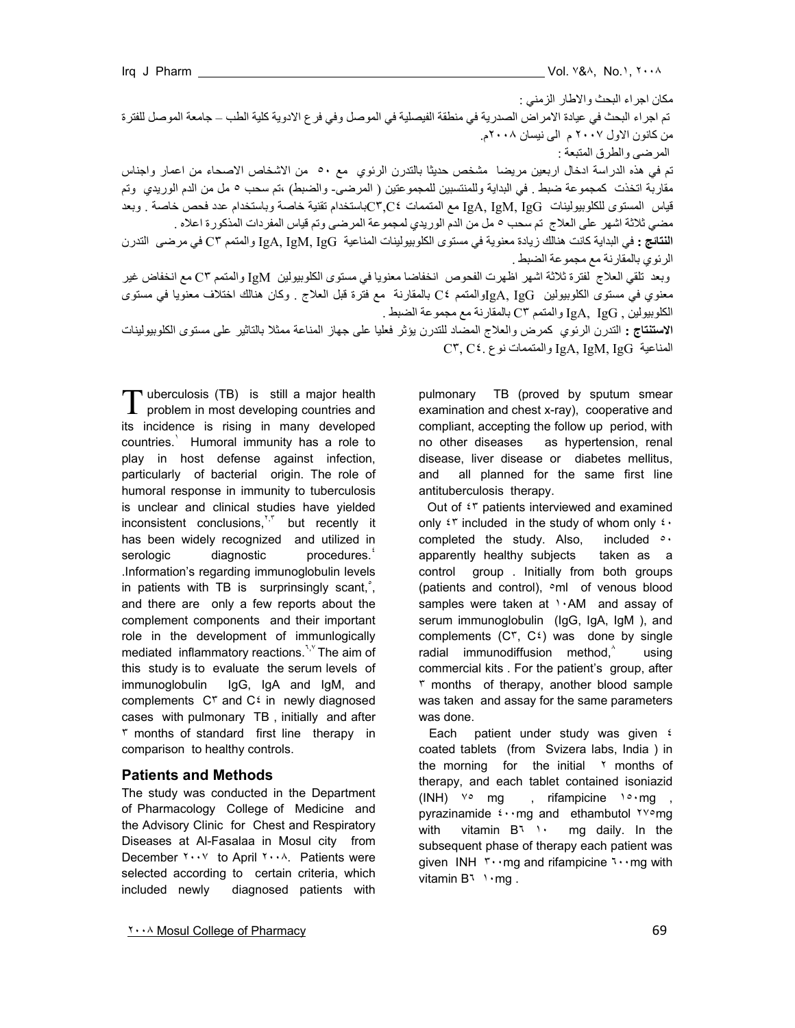مكان اجراء البحث والاطار الزمني :

تم اجراء البحث في عيادة الامراض الصدرية في منطقة الفيصلية في الموصل وفي فرع الادوية كلية الطب – جامعة الموصل للفترة من كانون الاول ٢٠٠٧ م الى نيسان ٢٠٠٨م.

المرضى والطرق المتبعة :

تم في هذه الدراسة ادخال اربعين مريضا مشخص حديثا بالتدرن الرئوي مع ٥٠ من الاشخاص الاصحاء من اعمار واجناس مقاربة اتخذت كمجموعة ضبط . في البداية وللمنتسبين للمجموعتين ( المرضى- والضبط) ،تم سحب ٥ مل من الدم الوريدي وتم قياس المستوى للكلوبيولينات IgA, IgM, IgG مع المتممات C٣,C٤باستخدام تقنية خاصة وباستخدام عدد فحص خاصة . وبعد مضي ثلاثة اشهر على العلاج تم سحب ٥ مل من الدم الوريدي لمجموعة المرضى وتم قياس المفردات المذكورة اعلاه .

**النتائج :** في البداية كانت هنالك زيادة معنوية في مستوى الكلوبيولينات المناعية IgA, IgM, IgG والمتمم C٣ في مرضى التدرن الرئوي بالمقارنة مع مجموعة الضبط .

وبعد تلقي العلاج لفترة ثلاثة اشهر اظهرت الفحوص انخفاضا معنويا في مستوى الكلوبيولين IgM والمتمم C٣ مع انخفاض غير معنوي في مستوى الكلوبيولين IgA, IgGوالمتمم C٤ بالمقارنة مع فترة قبل العلاج . وكان هنالك اختلاف معنويا في مستوى الكلوبيولين IgA, IgG , والمتمم C٣ بالمقارنة مع مجموعة الضبط .

**الاستنتاج :** التدرن الرئوي كمرض والعلاج المضاد للتدرن يؤثر فعليا على جهاز المناعة ممثلا بالتاثير على مستوى الكلوبيولينات المناعية IgA, IgM, IgG والمتممات نوع C٣, C٤.

Tuberculosis (TB) is still a major health problem in most developing countries and its incidence is rising in many developed countries.[1] Humoral immunity has a role to play in host defense against infection, particularly of bacterial origin. The role of humoral response in immunity to tuberculosis is unclear and clinical studies have yielded inconsistent conclusions,[2,3] but recently it has been widely recognized and utilized in serologic diagnostic procedures.[4] .Information's regarding immunoglobulin levels in patients with TB is surprinsingly scant,[5], and there are only a few reports about the complement components and their important role in the development of immunlogically mediated inflammatory reactions.[6,7] The aim of this study is to evaluate the serum levels of immunoglobulin IgG, IgA and IgM, and complements C٣ and C٤ in newly diagnosed cases with pulmonary TB , initially and after ٣ months of standard first line therapy in comparison to healthy controls.

## Patients and Methods

The study was conducted in the Department of Pharmacology College of Medicine and the Advisory Clinic for Chest and Respiratory Diseases at Al-Fasalaa in Mosul city from December ٢٠٠٧ to April ٢٠٠٨. Patients were selected according to certain criteria, which included newly diagnosed patients with pulmonary TB (proved by sputum smear examination and chest x-ray), cooperative and compliant, accepting the follow up period, with no other diseases as hypertension, renal disease, liver disease or diabetes mellitus, and all planned for the same first line antituberculosis therapy.

Out of ٤٣ patients interviewed and examined only ٤٣ included in the study of whom only ٤٠ completed the study. Also, included ٥٠ apparently healthy subjects taken as a control group . Initially from both groups (patients and control), ٥ml of venous blood samples were taken at ١٠AM and assay of serum immunoglobulin (IgG, IgA, IgM ), and complements (C٣, C٤) was done by single radial immunodiffusion method,[8] using commercial kits . For the patient's group, after ٣ months of therapy, another blood sample was taken and assay for the same parameters was done.

Each patient under study was given ٤ coated tablets (from Svizera labs, India ) in the morning for the initial ٢ months of therapy, and each tablet contained isoniazid (INH) ٧٥ mg , rifampicine ١٥٠mg , pyrazinamide ٤٠٠mg and ethambutol ٢٧٥mg with vitamin B٦ ١٠ mg daily. In the subsequent phase of therapy each patient was given INH ٣٠٠mg and rifampicine ٦٠٠mg with vitamin B٦ ١٠mg .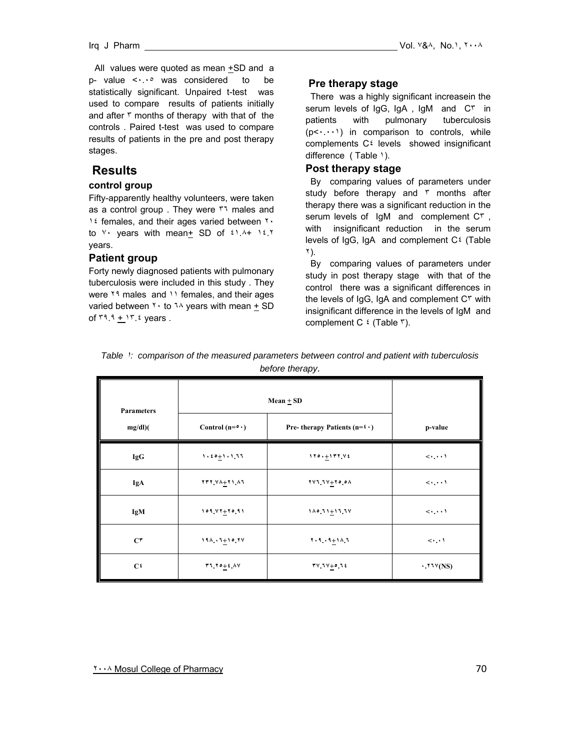All values were quoted as mean +SD and a p- value <٠.٠٥ was considered to be statistically significant. Unpaired t-test was used to compare results of patients initially and after ٣ months of therapy with that of the controls . Paired t-test was used to compare results of patients in the pre and post therapy stages.

## Results

### control group

Fifty-apparently healthy volunteers, were taken as a control group . They were ٣٦ males and ١٤ females, and their ages varied between ٢٠ to ٧٠ years with mean+ SD of ٤١.٨+ ١٤.٢ years.

### Patient group

Forty newly diagnosed patients with pulmonary tuberculosis were included in this study . They were ٢٩ males and ١١ females, and their ages varied between ٢٠ to ٦٨ years with mean + SD of ٣٩.٩ + ١٣.٤ years .

### Pre therapy stage

There was a highly significant increasein the serum levels of IgG, IgA , IgM and C٣ in patients with pulmonary tuberculosis (p<٠.٠٠١) in comparison to controls, while complements C٤ levels showed insignificant difference ( Table ١).

### Post therapy stage

By comparing values of parameters under study before therapy and ٣ months after therapy there was a significant reduction in the serum levels of IgM and complement C٣ , with insignificant reduction in the serum levels of IgG, IgA and complement C٤ (Table ٢).

By comparing values of parameters under study in post therapy stage with that of the control there was a significant differences in the levels of IgG, IgA and complement C٣ with insignificant difference in the levels of IgM and complement C ٤ (Table ٣).

*Table ١: comparison of the measured parameters between control and patient with tuberculosis before therapy.*

| Parameters mg/dl)( | Mean + SD | | p-value |
|---|---|---|---|
| | Control (n=٥٠) | Pre- therapy Patients (n=٤٠) | |
| IgG | ١٠٤٥+١٠١.٦٦ | ١٢٥٠+١٣٢.٧٤ | <٠.٠٠١ |
| IgA | ٢٣٢.٧٨+٢١.٨٦ | ٢٧٦.٦٧+٢٥.٥٨ | <٠.٠٠١ |
| IgM | ١٥٩.٧٢+٢٥.٩١ | ١٨٥.٦١+١٦.٦٧ | <٠.٠٠١ |
| C٣ | ١٩٨.٠٦+١٥.٢٧ | ٢٠٩.٠٩+١٨.٦ | <٠.٠١ |
| C٤ | ٣٦.٢٥+٤.٨٧ | ٣٧.٦٧+٥.٦٤ | ٠.٢٦٧(NS) |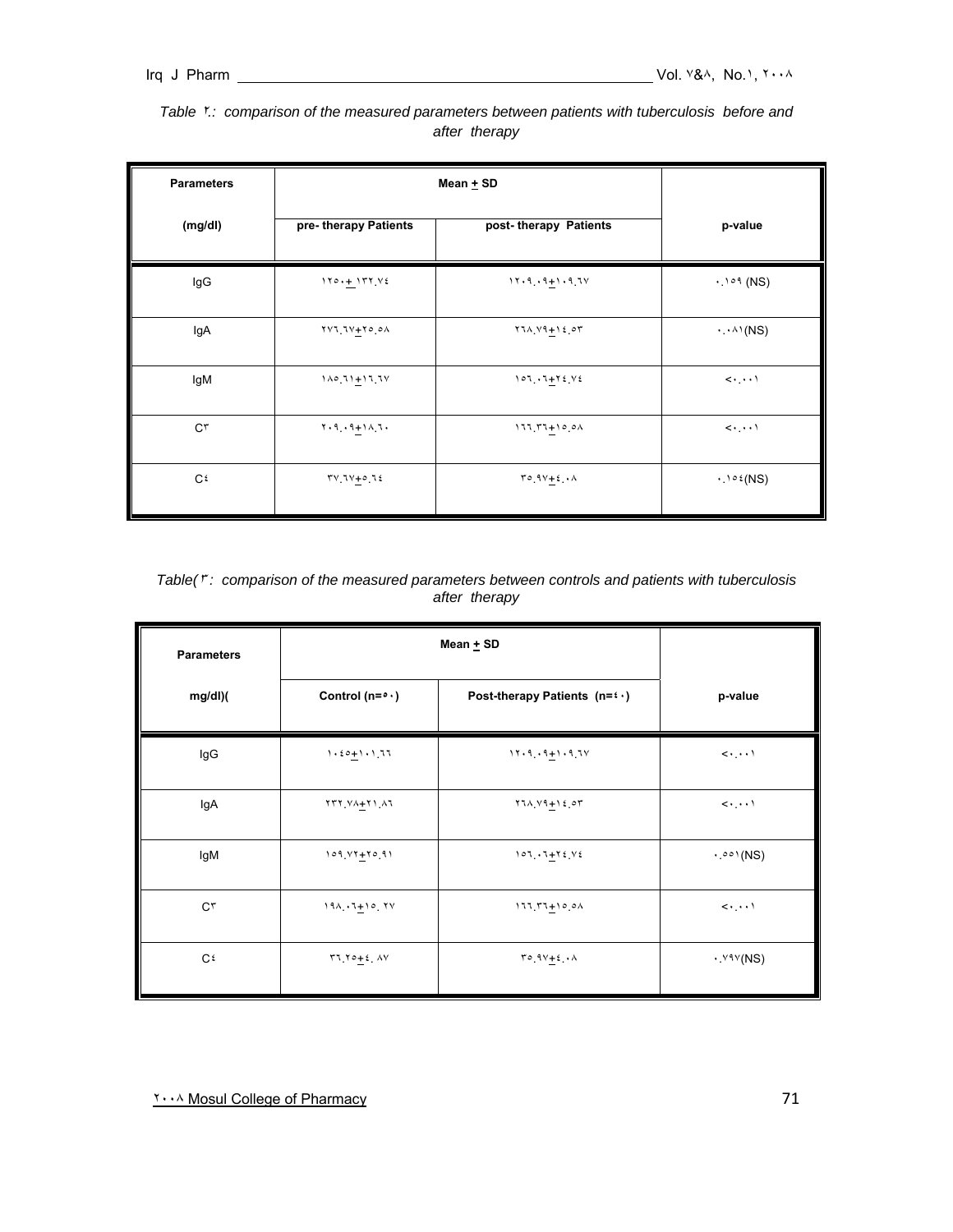*Table ٢.: comparison of the measured parameters between patients with tuberculosis before and after therapy*

| Parameters (mg/dl) | Mean + SD | | p-value |
|---|---|---|---|
| | pre- therapy Patients | post- therapy Patients | |
| IgG | ١٢٥٠+ ١٣٢.٧٤ | ١٢٠٩.٠٩+١٠٩.٦٧ | ٠.١٥٩ (NS) |
| IgA | ٢٧٦.٦٧+٢٥.٥٨ | ٢٦٨.٧٩+١٤.٥٣ | ٠.٠٨١(NS) |
| IgM | ١٨٥.٦١+١٦.٦٧ | ١٥٦.٠٦+٢٤.٧٤ | <٠.٠٠١ |
| C٣ | ٢٠٩.٠٩+١٨.٦٠ | ١٦٦.٣٦+١٥.٥٨ | <٠.٠٠١ |
| C٤ | ٣٧.٦٧+٥.٦٤ | ٣٥.٩٧+٤.٠٨ | ٠.١٥٤(NS) |

*Table(٣: comparison of the measured parameters between controls and patients with tuberculosis after therapy*

| Parameters mg/dl)( | Mean + SD | | p-value |
|---|---|---|---|
| | Control (n=٥٠) | Post-therapy Patients (n=٤٠) | |
| IgG | ١٠٤٥+١٠١.٦٦ | ١٢٠٩.٠٩+١٠٩.٦٧ | <٠.٠٠١ |
| IgA | ٢٣٢.٧٨+٢١.٨٦ | ٢٦٨.٧٩+١٤.٥٣ | <٠.٠٠١ |
| IgM | ١٥٩.٧٢+٢٥.٩١ | ١٥٦.٠٦+٢٤.٧٤ | ٠.٥٥١(NS) |
| C٣ | ١٩٨.٠٦+١٥. ٢٧ | ١٦٦.٣٦+١٥.٥٨ | <٠.٠٠١ |
| C٤ | ٣٦.٢٥+٤. ٨٧ | ٣٥.٩٧+٤.٠٨ | ٠.٧٩٧(NS) |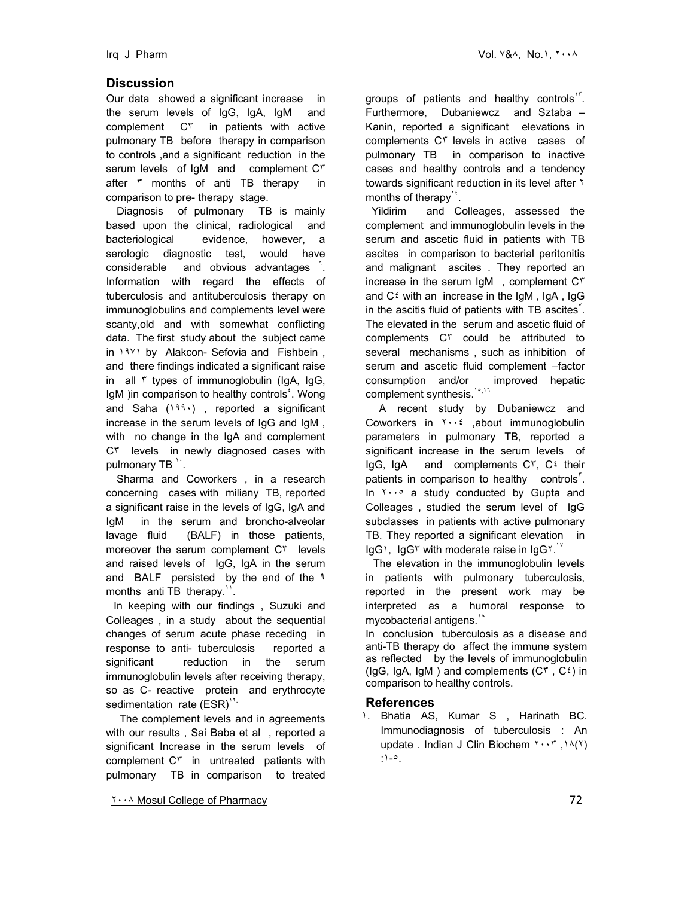## Discussion

Our data showed a significant increase in the serum levels of IgG, IgA, IgM and complement C٣ in patients with active pulmonary TB before therapy in comparison to controls ,and a significant reduction in the serum levels of IgM and complement C٣ after ٣ months of anti TB therapy in comparison to pre- therapy stage.

Diagnosis of pulmonary TB is mainly based upon the clinical, radiological and bacteriological evidence, however, a serologic diagnostic test, would have considerable and obvious advantages [٩]. Information with regard the effects of tuberculosis and antituberculosis therapy on immunoglobulins and complements level were scanty,old and with somewhat conflicting data. The first study about the subject came in ١٩٧١ by Alakcon- Sefovia and Fishbein , and there findings indicated a significant raise in all ٣ types of immunoglobulin (IgA, IgG, IgM )in comparison to healthy controls[٤]. Wong and Saha (١٩٩٠) , reported a significant increase in the serum levels of IgG and IgM , with no change in the IgA and complement C٣ levels in newly diagnosed cases with pulmonary TB [١٠].

Sharma and Coworkers , in a research concerning cases with miliany TB, reported a significant raise in the levels of IgG, IgA and IgM in the serum and broncho-alveolar lavage fluid (BALF) in those patients, moreover the serum complement C٣ levels and raised levels of IgG, IgA in the serum and BALF persisted by the end of the ٩ months anti TB therapy.[١١].

In keeping with our findings , Suzuki and Colleages , in a study about the sequential changes of serum acute phase receding in response to anti- tuberculosis reported a significant reduction in the serum immunoglobulin levels after receiving therapy, so as C- reactive protein and erythrocyte sedimentation rate (ESR)[١٢].

The complement levels and in agreements with our results , Sai Baba et al , reported a significant Increase in the serum levels of complement C٣ in untreated patients with pulmonary TB in comparison to treated groups of patients and healthy controls[١٣]. Furthermore, Dubaniewcz and Sztaba – Kanin, reported a significant elevations in complements C٣ levels in active cases of pulmonary TB in comparison to inactive cases and healthy controls and a tendency towards significant reduction in its level after ٢ months of therapy[١٤].

Yildirim and Colleages, assessed the complement and immunoglobulin levels in the serum and ascetic fluid in patients with TB ascites in comparison to bacterial peritonitis and malignant ascites . They reported an increase in the serum IgM , complement C٣ and C٤ with an increase in the IgM , IgA , IgG in the ascitis fluid of patients with TB ascites[٧]. The elevated in the serum and ascetic fluid of complements C٣ could be attributed to several mechanisms , such as inhibition of serum and ascetic fluid complement –factor consumption and/or improved hepatic complement synthesis.[١٥,١٦]

A recent study by Dubaniewcz and Coworkers in ٢٠٠٤ ,about immunoglobulin parameters in pulmonary TB, reported a significant increase in the serum levels of IgG, IgA and complements C٣, C٤ their patients in comparison to healthy controls[٣]. In ٢٠٠٥ a study conducted by Gupta and Colleages , studied the serum level of IgG subclasses in patients with active pulmonary TB. They reported a significant elevation in IgG١, IgG٣ with moderate raise in IgG٢.[١٧]

The elevation in the immunoglobulin levels in patients with pulmonary tuberculosis, reported in the present work may be interpreted as a humoral response to mycobacterial antigens.[١٨]

In conclusion tuberculosis as a disease and anti-TB therapy do affect the immune system as reflected by the levels of immunoglobulin (IgG, IgA, IgM ) and complements (C٣ , C٤) in comparison to healthy controls.

## References

١. Bhatia AS, Kumar S , Harinath BC. Immunodiagnosis of tuberculosis : An update . Indian J Clin Biochem ٢٠٠٣ ,١٨(٢) :١-٥.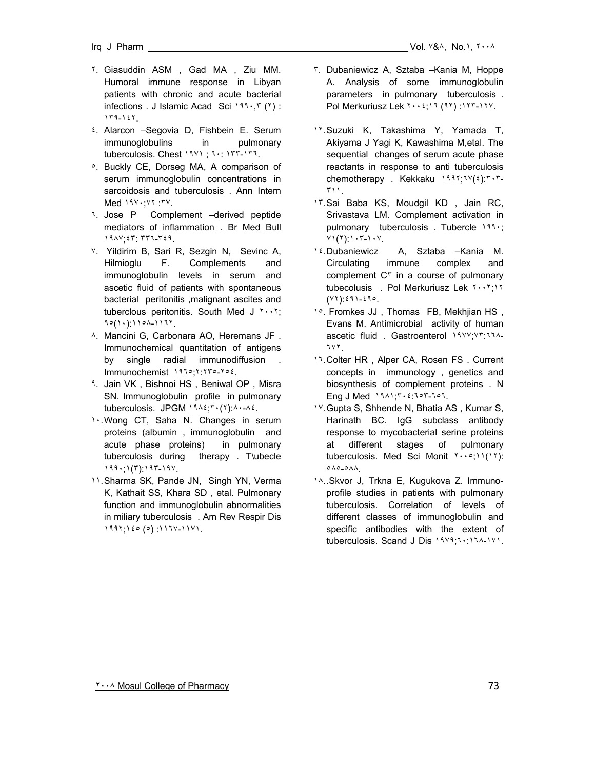٢. Giasuddin ASM , Gad MA , Ziu MM. Humoral immune response in Libyan patients with chronic and acute bacterial infections . J Islamic Acad Sci ١٩٩٠,٣ (٢) : ١٣٩-١٤٢.

٣. Dubaniewicz A, Sztaba –Kania M, Hoppe A. Analysis of some immunoglobulin parameters in pulmonary tuberculosis . Pol Merkuriusz Lek ٢٠٠٤;١٦ (٩٢) :١٢٣-١٢٧.

٤. Alarcon –Segovia D, Fishbein E. Serum immunoglobulins in pulmonary tuberculosis. Chest ١٩٧١ ; ٦٠: ١٣٣-١٣٦.

٥. Buckly CE, Dorseg MA, A comparison of serum immunoglobulin concentrations in sarcoidosis and tuberculosis . Ann Intern Med ١٩٧٠;٧٢ :٣٧.

٦. Jose P Complement –derived peptide mediators of inflammation . Br Med Bull ١٩٨٧;٤٣: ٣٣٦-٣٤٩.

٧. Yildirim B, Sari R, Sezgin N, Sevinc A, Hilmioglu F. Complements and immunoglobulin levels in serum and ascetic fluid of patients with spontaneous bacterial peritonitis ,malignant ascites and tuberclous peritonitis. South Med J ٢٠٠٢; ٩٥(١٠):١١٥٨-١١٦٢.

٨. Mancini G, Carbonara AO, Heremans JF . Immunochemical quantitation of antigens by single radial immunodiffusion . Immunochemist ١٩٦٥;٢:٢٣٥-٢٥٤.

٩. Jain VK , Bishnoi HS , Beniwal OP , Misra SN. Immunoglobulin profile in pulmonary tuberculosis. JPGM ١٩٨٤;٣٠(٢):٨٠-٨٤.

١٠. Wong CT, Saha N. Changes in serum proteins (albumin , immunoglobulin and acute phase proteins) in pulmonary tuberculosis during therapy . T\ubecle ١٩٩٠;١(٣):١٩٣-١٩٧.

١١. Sharma SK, Pande JN, Singh YN, Verma K, Kathait SS, Khara SD , etal. Pulmonary function and immunoglobulin abnormalities in miliary tuberculosis . Am Rev Respir Dis ١٩٩٢;١٤٥ (٥) :١١٦٧-١١٧١.

١٢. Suzuki K, Takashima Y, Yamada T, Akiyama J Yagi K, Kawashima M,etal. The sequential changes of serum acute phase reactants in response to anti tuberculosis chemotherapy . Kekkaku ١٩٩٢;٦٧(٤):٣٠٣-٣١١.

١٣. Sai Baba KS, Moudgil KD , Jain RC, Srivastava LM. Complement activation in pulmonary tuberculosis . Tubercle ١٩٩٠; ٧١(٢):١٠٣-١٠٧.

١٤. Dubaniewicz A, Sztaba –Kania M. Circulating immune complex and complement C٣ in a course of pulmonary tubecolusis . Pol Merkuriusz Lek ٢٠٠٢;١٢ (٧٢):٤٩١-٤٩٥.

١٥. Fromkes JJ , Thomas FB, Mekhjian HS , Evans M. Antimicrobial activity of human ascetic fluid . Gastroenterol ١٩٧٧;٧٣:٦٦٨-٦٧٢.

١٦. Colter HR , Alper CA, Rosen FS . Current concepts in immunology , genetics and biosynthesis of complement proteins . N Eng J Med ١٩٨١;٣٠٤:٦٥٣-٦٥٦.

١٧. Gupta S, Shhende N, Bhatia AS , Kumar S, Harinath BC. IgG subclass antibody response to mycobacterial serine proteins at different stages of pulmonary tuberculosis. Med Sci Monit ٢٠٠٥;١١(١٢): ٥٨٥-٥٨٨.

١٨. .Skvor J, Trkna E, Kugukova Z. Immuno-profile studies in patients with pulmonary tuberculosis. Correlation of levels of different classes of immunoglobulin and specific antibodies with the extent of tuberculosis. Scand J Dis ١٩٧٩;٦٠:١٦٨-١٧١.